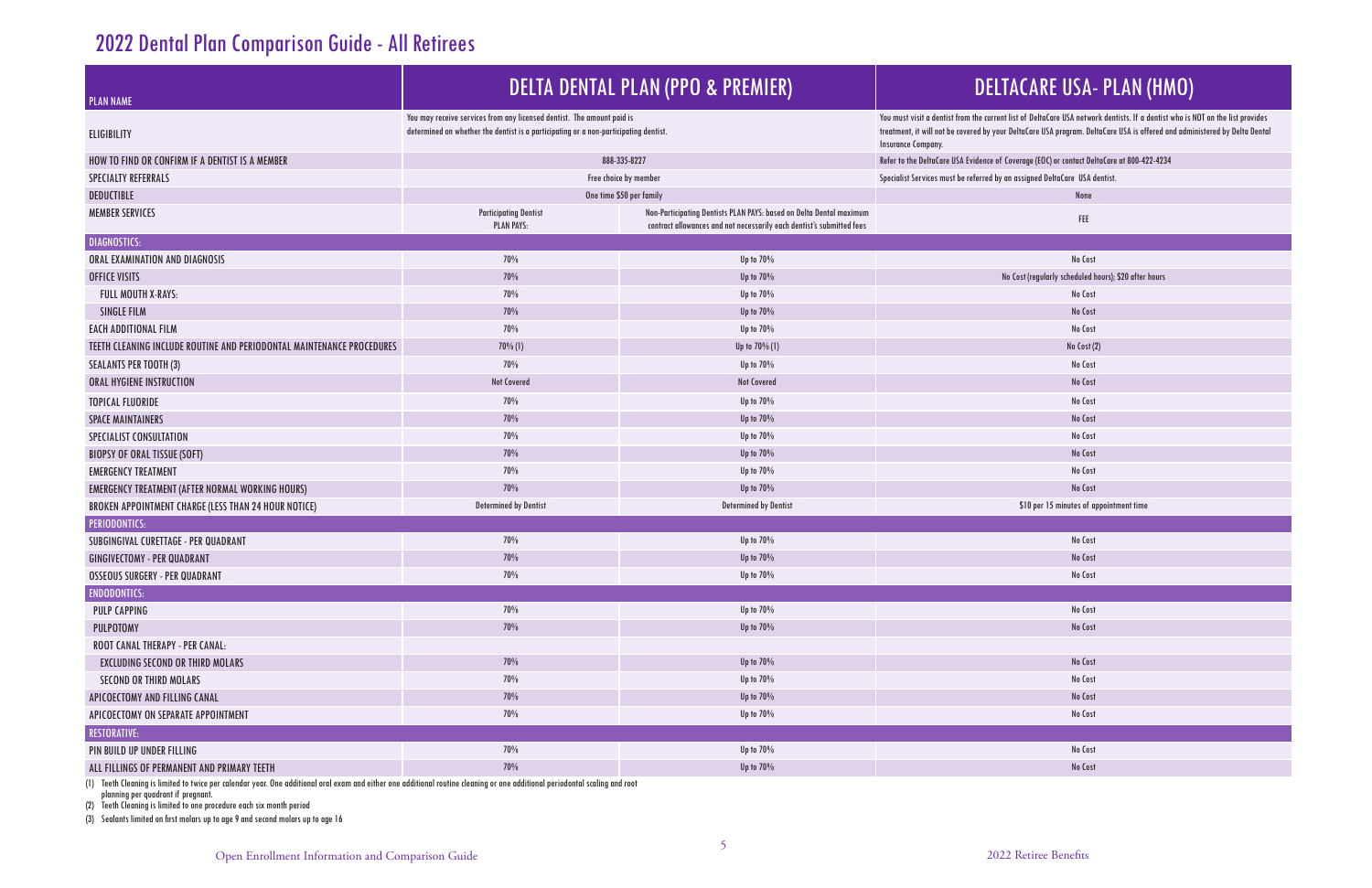# 2022 Dental Plan Comparison Guide - All Retirees

| PLAN NAME | DELTA DENTAL PLAN (PPO & PREMIER) | | DELTACARE USA- PLAN (HMO) |
|---|---|---|---|
| ELIGIBILITY | You may receive services from any licensed dentist. The amount paid is determined on whether the dentist is a participating or a non-participating dentist. | | You must visit a dentist from the current list of DeltaCare USA network dentists. If a dentist who is NOT on the list provides treatment, it will not be covered by your DeltaCare USA program. DeltaCare USA is offered and administered by Delta Dental Insurance Company. |
| HOW TO FIND OR CONFIRM IF A DENTIST IS A MEMBER | 888-335-8227 | | Refer to the DeltaCare USA Evidence of Coverage (EOC) or contact DeltaCare at 800-422-4234 |
| SPECIALTY REFERRALS | Free choice by member | | Specialist Services must be referred by an assigned DeltaCare USA dentist. |
| DEDUCTIBLE | One time $50 per family | | None |
| MEMBER SERVICES | Participating Dentist PLAN PAYS: | Non-Participating Dentists PLAN PAYS: based on Delta Dental maximum contract allowances and not necessarily each dentist's submitted fees | FEE |
| **DIAGNOSTICS:** | | | |
| ORAL EXAMINATION AND DIAGNOSIS | 70% | Up to 70% | No Cost |
| OFFICE VISITS | 70% | Up to 70% | No Cost (regularly scheduled hours); $20 after hours |
| FULL MOUTH X-RAYS: | 70% | Up to 70% | No Cost |
| SINGLE FILM | 70% | Up to 70% | No Cost |
| EACH ADDITIONAL FILM | 70% | Up to 70% | No Cost |
| TEETH CLEANING INCLUDE ROUTINE AND PERIODONTAL MAINTENANCE PROCEDURES | 70% (1) | Up to 70% (1) | No Cost (2) |
| SEALANTS PER TOOTH (3) | 70% | Up to 70% | No Cost |
| ORAL HYGIENE INSTRUCTION | Not Covered | Not Covered | No Cost |
| TOPICAL FLUORIDE | 70% | Up to 70% | No Cost |
| SPACE MAINTAINERS | 70% | Up to 70% | No Cost |
| SPECIALIST CONSULTATION | 70% | Up to 70% | No Cost |
| BIOPSY OF ORAL TISSUE (SOFT) | 70% | Up to 70% | No Cost |
| EMERGENCY TREATMENT | 70% | Up to 70% | No Cost |
| EMERGENCY TREATMENT (AFTER NORMAL WORKING HOURS) | 70% | Up to 70% | No Cost |
| BROKEN APPOINTMENT CHARGE (LESS THAN 24 HOUR NOTICE) | Determined by Dentist | Determined by Dentist | $10 per 15 minutes of appointment time |
| **PERIODONTICS:** | | | |
| SUBGINGIVAL CURETTAGE - PER QUADRANT | 70% | Up to 70% | No Cost |
| GINGIVECTOMY - PER QUADRANT | 70% | Up to 70% | No Cost |
| OSSEOUS SURGERY - PER QUADRANT | 70% | Up to 70% | No Cost |
| **ENDODONTICS:** | | | |
| PULP CAPPING | 70% | Up to 70% | No Cost |
| PULPOTOMY | 70% | Up to 70% | No Cost |
| ROOT CANAL THERAPY - PER CANAL: | | | |
| EXCLUDING SECOND OR THIRD MOLARS | 70% | Up to 70% | No Cost |
| SECOND OR THIRD MOLARS | 70% | Up to 70% | No Cost |
| APICOECTOMY AND FILLING CANAL | 70% | Up to 70% | No Cost |
| APICOECTOMY ON SEPARATE APPOINTMENT | 70% | Up to 70% | No Cost |
| **RESTORATIVE:** | | | |
| PIN BUILD UP UNDER FILLING | 70% | Up to 70% | No Cost |
| ALL FILLINGS OF PERMANENT AND PRIMARY TEETH | 70% | Up to 70% | No Cost |

(1) Teeth Cleaning is limited to twice per calendar year. One additional oral exam and either one additional routine cleaning or one additional periodontal scaling and root planning per quadrant if pregnant.

(2) Teeth Cleaning is limited to one procedure each six month period

(3) Sealants limited on first molars up to age 9 and second molars up to age 16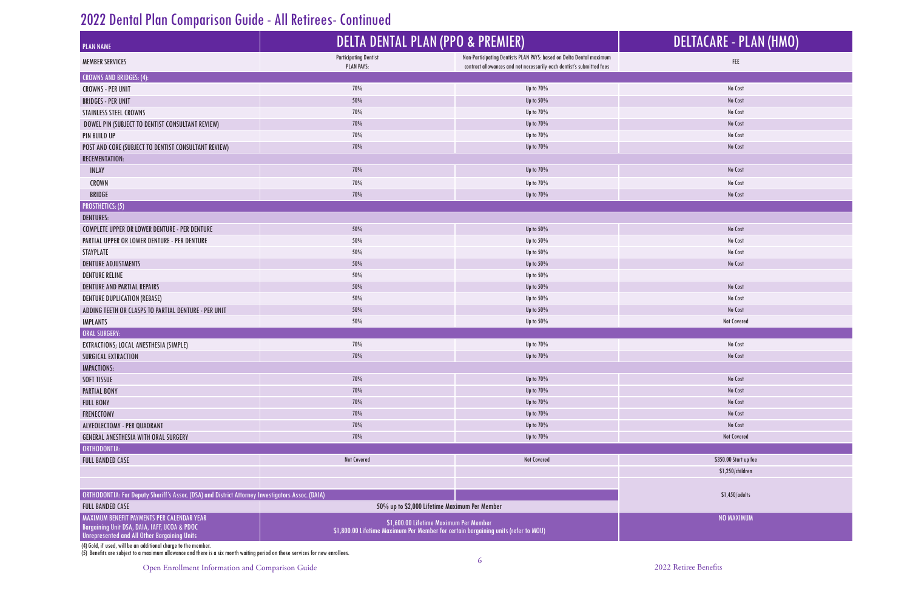# 2022 Dental Plan Comparison Guide - All Retirees- Continued

| PLAN NAME | DELTA DENTAL PLAN (PPO & PREMIER) | | DELTACARE - PLAN (HMO) |
|---|---|---|---|
| MEMBER SERVICES | Participating Dentist PLAN PAYS: | Non-Participating Dentists PLAN PAYS: based on Delta Dental maximum contract allowances and not necessarily each dentist's submitted fees | FEE |
| CROWNS AND BRIDGES: (4): | | | |
| CROWNS - PER UNIT | 70% | Up to 70% | No Cost |
| BRIDGES - PER UNIT | 50% | Up to 50% | No Cost |
| STAINLESS STEEL CROWNS | 70% | Up to 70% | No Cost |
| DOWEL PIN (SUBJECT TO DENTIST CONSULTANT REVIEW) | 70% | Up to 70% | No Cost |
| PIN BUILD UP | 70% | Up to 70% | No Cost |
| POST AND CORE (SUBJECT TO DENTIST CONSULTANT REVIEW) | 70% | Up to 70% | No Cost |
| RECEMENTATION: | | | |
| INLAY | 70% | Up to 70% | No Cost |
| CROWN | 70% | Up to 70% | No Cost |
| BRIDGE | 70% | Up to 70% | No Cost |
| PROSTHETICS: (5) | | | |
| DENTURES: | | | |
| COMPLETE UPPER OR LOWER DENTURE - PER DENTURE | 50% | Up to 50% | No Cost |
| PARTIAL UPPER OR LOWER DENTURE - PER DENTURE | 50% | Up to 50% | No Cost |
| STAYPLATE | 50% | Up to 50% | No Cost |
| DENTURE ADJUSTMENTS | 50% | Up to 50% | No Cost |
| DENTURE RELINE | 50% | Up to 50% | |
| DENTURE AND PARTIAL REPAIRS | 50% | Up to 50% | No Cost |
| DENTURE DUPLICATION (REBASE) | 50% | Up to 50% | No Cost |
| ADDING TEETH OR CLASPS TO PARTIAL DENTURE - PER UNIT | 50% | Up to 50% | No Cost |
| IMPLANTS | 50% | Up to 50% | Not Covered |
| ORAL SURGERY: | | | |
| EXTRACTIONS; LOCAL ANESTHESIA (SIMPLE) | 70% | Up to 70% | No Cost |
| SURGICAL EXTRACTION | 70% | Up to 70% | No Cost |
| IMPACTIONS: | | | |
| SOFT TISSUE | 70% | Up to 70% | No Cost |
| PARTIAL BONY | 70% | Up to 70% | No Cost |
| FULL BONY | 70% | Up to 70% | No Cost |
| FRENECTOMY | 70% | Up to 70% | No Cost |
| ALVEOLECTOMY - PER QUADRANT | 70% | Up to 70% | No Cost |
| GENERAL ANESTHESIA WITH ORAL SURGERY | 70% | Up to 70% | Not Covered |
| ORTHODONTIA: | | | |
| FULL BANDED CASE | Not Covered | Not Covered | $350.00 Start up fee |
| | | | $1,250/children |
| ORTHODONTIA: For Deputy Sheriff's Assoc. (DSA) and District Attorney Investigators Assoc. (DAIA) | | | $1,450/adults |
| FULL BANDED CASE | 50% up to $2,000 Lifetime Maximum Per Member | | |
| MAXIMUM BENEFIT PAYMENTS PER CALENDAR YEAR Bargaining Unit DSA, DAIA, IAFF, UCOA & PDOC Unrepresented and All Other Bargaining Units | $1,600.00 Lifetime Maximum Per Member $1,800.00 Lifetime Maximum Per Member for certain bargaining units (refer to MOU) | | NO MAXIMUM |

(4) Gold, if used, will be an additional charge to the member.
(5) Benefits are subject to a maximum allowance and there is a six month waiting period on these services for new enrollees.